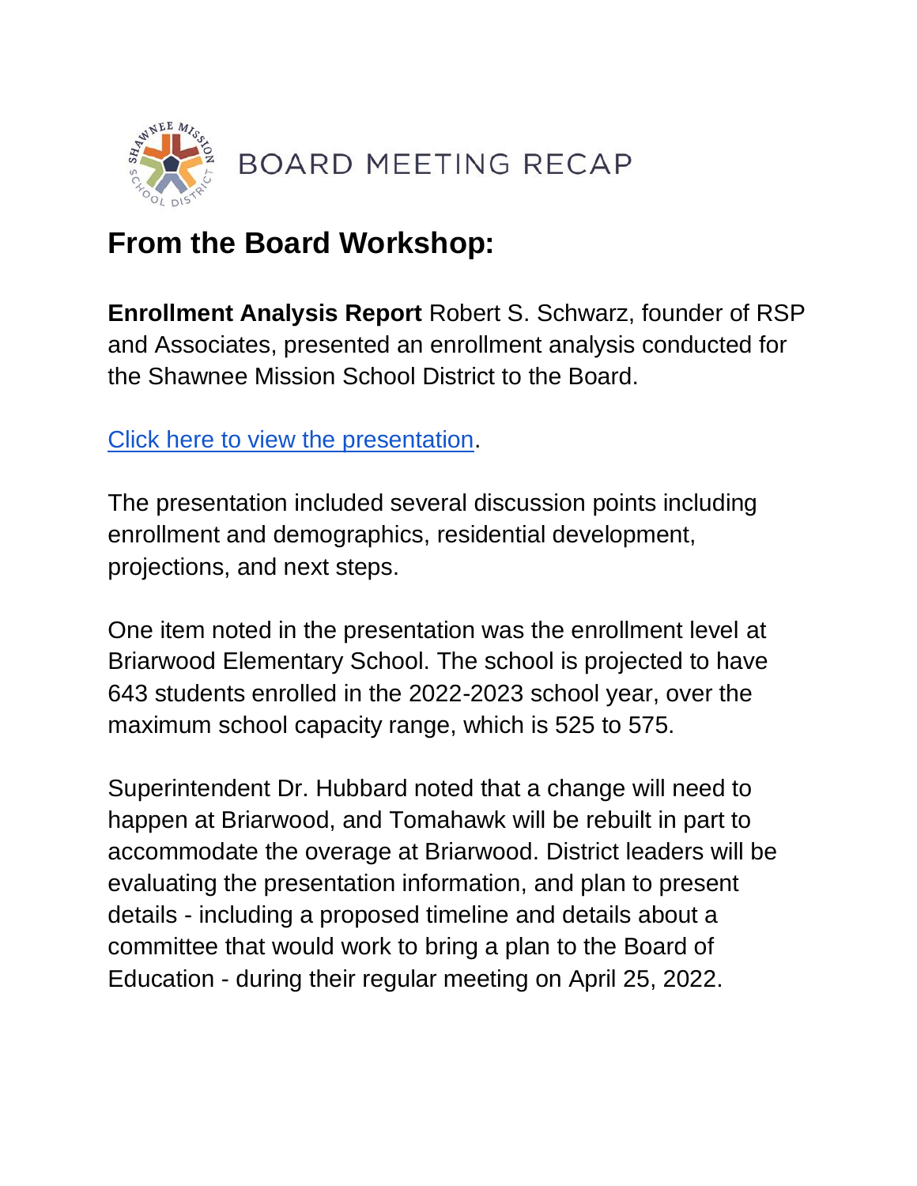# BOARD MEETING RECAP

## From the Board Workshop:

**Enrollment Analysis Report** Robert S. Schwarz, founder of RSP and Associates, presented an enrollment analysis conducted for the Shawnee Mission School District to the Board.

[Click here to view the presentation](#).

The presentation included several discussion points including enrollment and demographics, residential development, projections, and next steps.

One item noted in the presentation was the enrollment level at Briarwood Elementary School. The school is projected to have 643 students enrolled in the 2022-2023 school year, over the maximum school capacity range, which is 525 to 575.

Superintendent Dr. Hubbard noted that a change will need to happen at Briarwood, and Tomahawk will be rebuilt in part to accommodate the overage at Briarwood. District leaders will be evaluating the presentation information, and plan to present details - including a proposed timeline and details about a committee that would work to bring a plan to the Board of Education - during their regular meeting on April 25, 2022.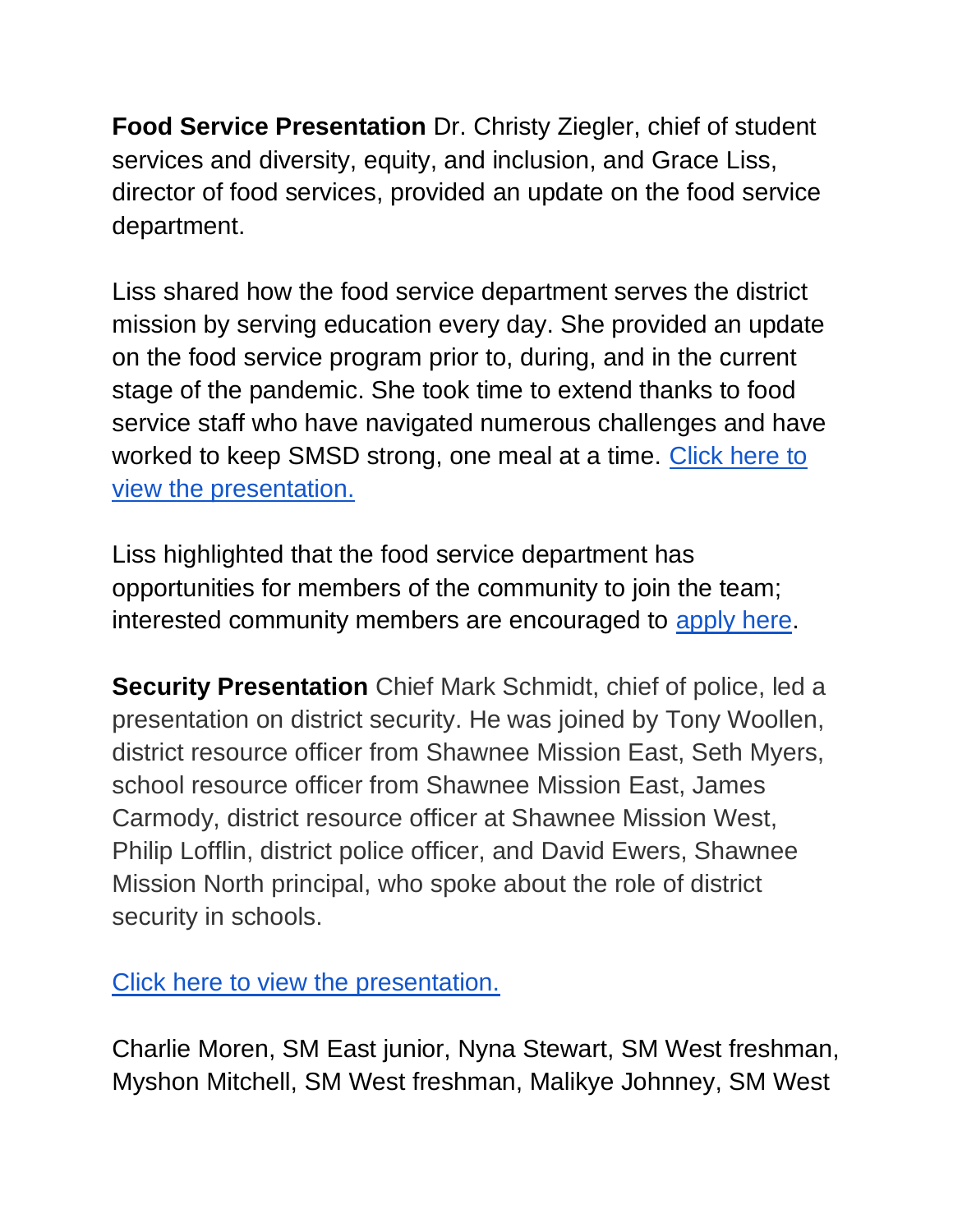**Food Service Presentation** Dr. Christy Ziegler, chief of student services and diversity, equity, and inclusion, and Grace Liss, director of food services, provided an update on the food service department.

Liss shared how the food service department serves the district mission by serving education every day. She provided an update on the food service program prior to, during, and in the current stage of the pandemic. She took time to extend thanks to food service staff who have navigated numerous challenges and have worked to keep SMSD strong, one meal at a time. Click here to view the presentation.

Liss highlighted that the food service department has opportunities for members of the community to join the team; interested community members are encouraged to apply here.

**Security Presentation** Chief Mark Schmidt, chief of police, led a presentation on district security. He was joined by Tony Woollen, district resource officer from Shawnee Mission East, Seth Myers, school resource officer from Shawnee Mission East, James Carmody, district resource officer at Shawnee Mission West, Philip Lofflin, district police officer, and David Ewers, Shawnee Mission North principal, who spoke about the role of district security in schools.

Click here to view the presentation.

Charlie Moren, SM East junior, Nyna Stewart, SM West freshman, Myshon Mitchell, SM West freshman, Malikye Johnney, SM West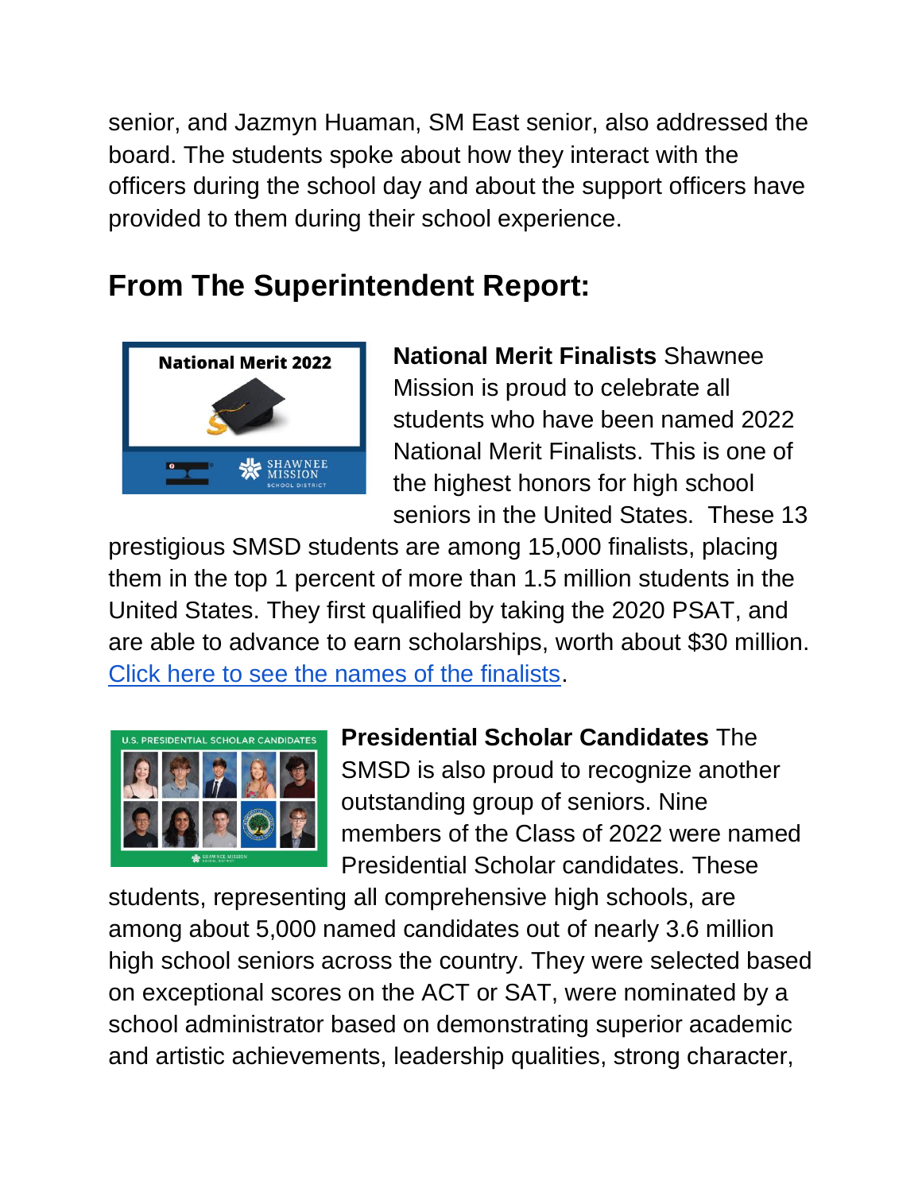senior, and Jazmyn Huaman, SM East senior, also addressed the board. The students spoke about how they interact with the officers during the school day and about the support officers have provided to them during their school experience.

## From The Superintendent Report:

**National Merit Finalists** Shawnee Mission is proud to celebrate all students who have been named 2022 National Merit Finalists. This is one of the highest honors for high school seniors in the United States. These 13 prestigious SMSD students are among 15,000 finalists, placing them in the top 1 percent of more than 1.5 million students in the United States. They first qualified by taking the 2020 PSAT, and are able to advance to earn scholarships, worth about $30 million. Click here to see the names of the finalists.

**Presidential Scholar Candidates** The SMSD is also proud to recognize another outstanding group of seniors. Nine members of the Class of 2022 were named Presidential Scholar candidates. These students, representing all comprehensive high schools, are among about 5,000 named candidates out of nearly 3.6 million high school seniors across the country. They were selected based on exceptional scores on the ACT or SAT, were nominated by a school administrator based on demonstrating superior academic and artistic achievements, leadership qualities, strong character,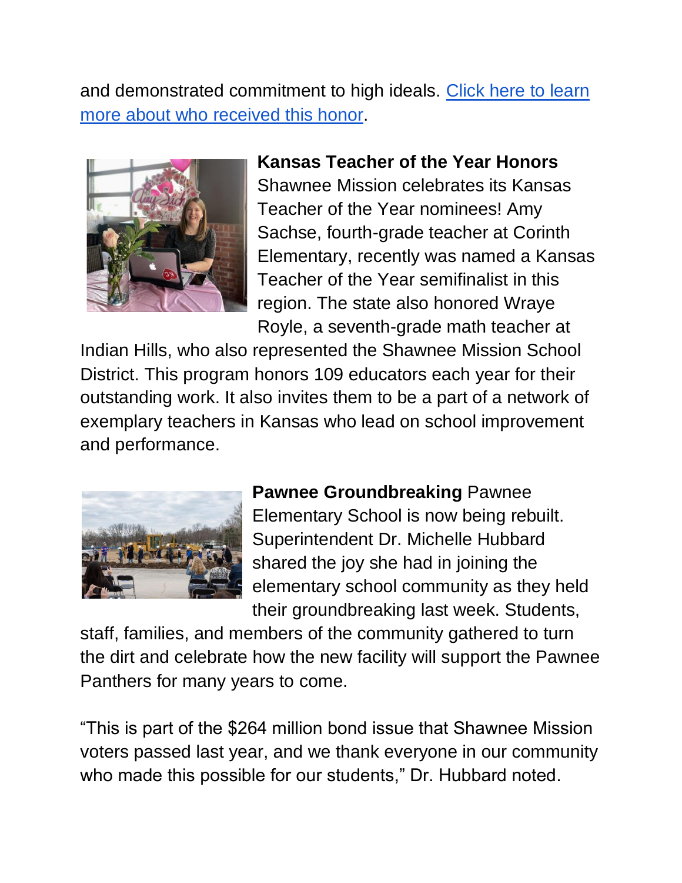and demonstrated commitment to high ideals. [Click here to learn more about who received this honor](#).

**Kansas Teacher of the Year Honors** Shawnee Mission celebrates its Kansas Teacher of the Year nominees! Amy Sachse, fourth-grade teacher at Corinth Elementary, recently was named a Kansas Teacher of the Year semifinalist in this region. The state also honored Wraye Royle, a seventh-grade math teacher at Indian Hills, who also represented the Shawnee Mission School District. This program honors 109 educators each year for their outstanding work. It also invites them to be a part of a network of exemplary teachers in Kansas who lead on school improvement and performance.

**Pawnee Groundbreaking** Pawnee Elementary School is now being rebuilt. Superintendent Dr. Michelle Hubbard shared the joy she had in joining the elementary school community as they held their groundbreaking last week. Students, staff, families, and members of the community gathered to turn the dirt and celebrate how the new facility will support the Pawnee Panthers for many years to come.

"This is part of the $264 million bond issue that Shawnee Mission voters passed last year, and we thank everyone in our community who made this possible for our students," Dr. Hubbard noted.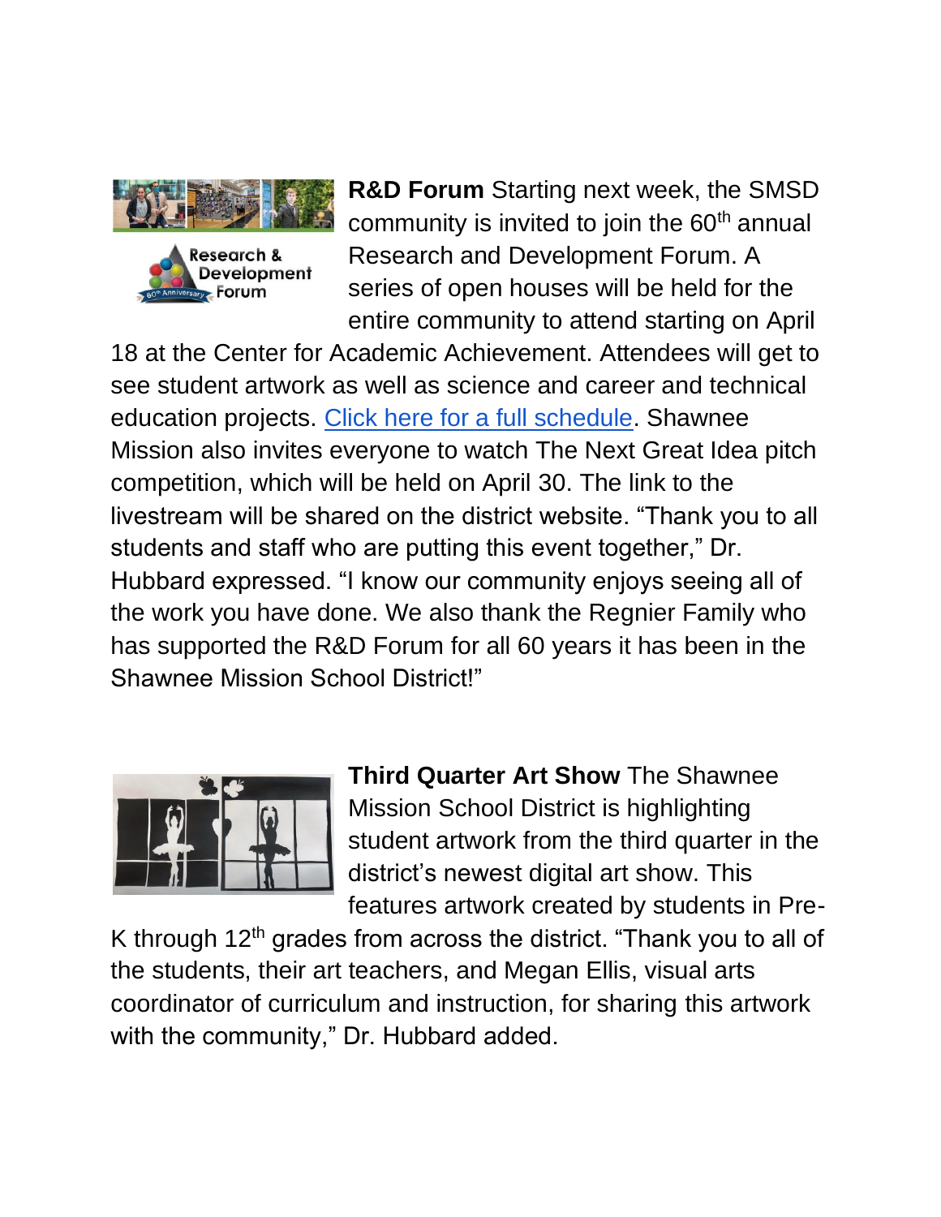**R&D Forum** Starting next week, the SMSD community is invited to join the 60th annual Research and Development Forum. A series of open houses will be held for the entire community to attend starting on April 18 at the Center for Academic Achievement. Attendees will get to see student artwork as well as science and career and technical education projects. Click here for a full schedule. Shawnee Mission also invites everyone to watch The Next Great Idea pitch competition, which will be held on April 30. The link to the livestream will be shared on the district website. "Thank you to all students and staff who are putting this event together," Dr. Hubbard expressed. "I know our community enjoys seeing all of the work you have done. We also thank the Regnier Family who has supported the R&D Forum for all 60 years it has been in the Shawnee Mission School District!"

**Third Quarter Art Show** The Shawnee Mission School District is highlighting student artwork from the third quarter in the district's newest digital art show. This features artwork created by students in Pre-K through 12th grades from across the district. "Thank you to all of the students, their art teachers, and Megan Ellis, visual arts coordinator of curriculum and instruction, for sharing this artwork with the community," Dr. Hubbard added.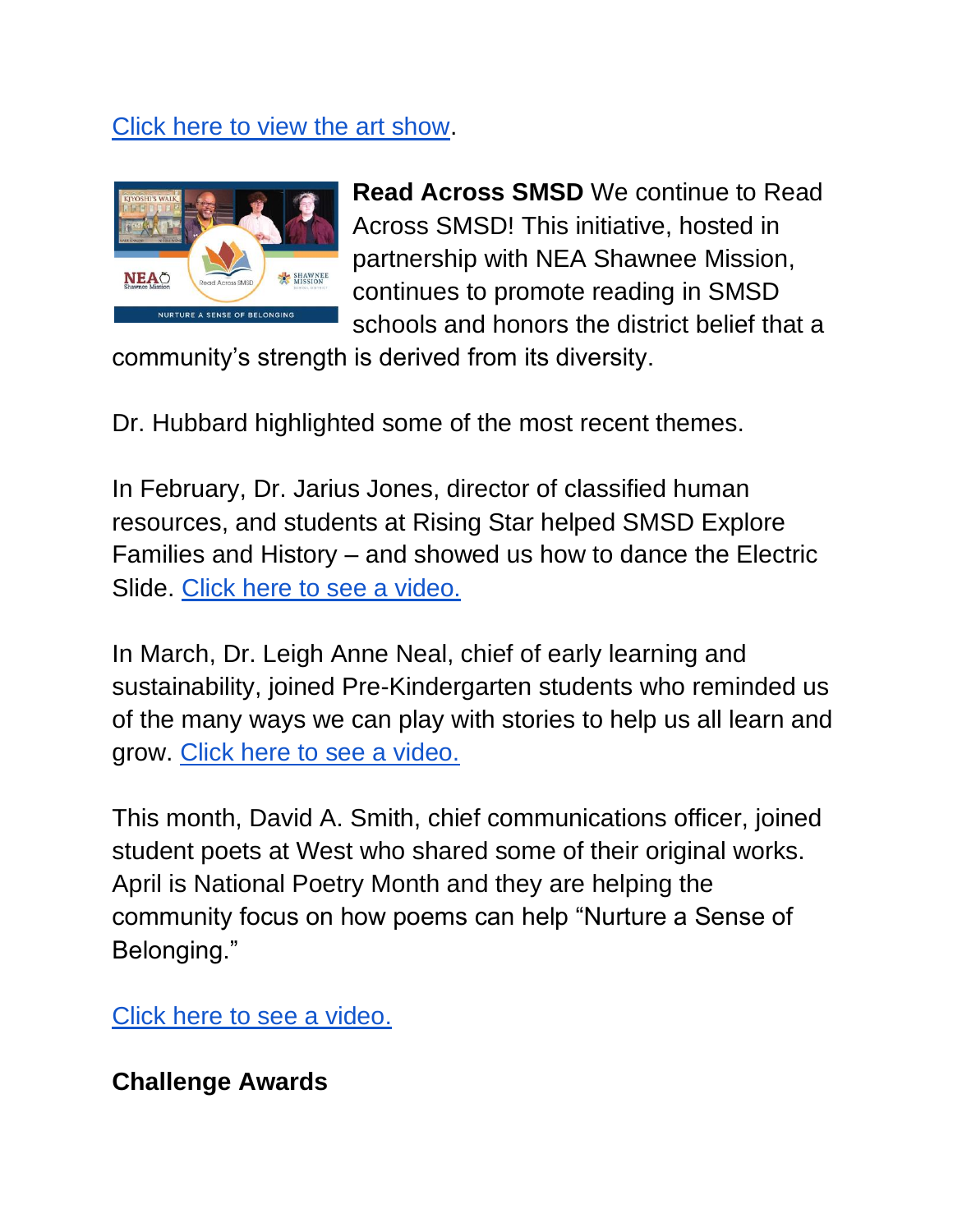Click here to view the art show.

**Read Across SMSD** We continue to Read Across SMSD! This initiative, hosted in partnership with NEA Shawnee Mission, continues to promote reading in SMSD schools and honors the district belief that a community's strength is derived from its diversity.

Dr. Hubbard highlighted some of the most recent themes.

In February, Dr. Jarius Jones, director of classified human resources, and students at Rising Star helped SMSD Explore Families and History – and showed us how to dance the Electric Slide. Click here to see a video.

In March, Dr. Leigh Anne Neal, chief of early learning and sustainability, joined Pre-Kindergarten students who reminded us of the many ways we can play with stories to help us all learn and grow. Click here to see a video.

This month, David A. Smith, chief communications officer, joined student poets at West who shared some of their original works. April is National Poetry Month and they are helping the community focus on how poems can help "Nurture a Sense of Belonging."

Click here to see a video.

**Challenge Awards**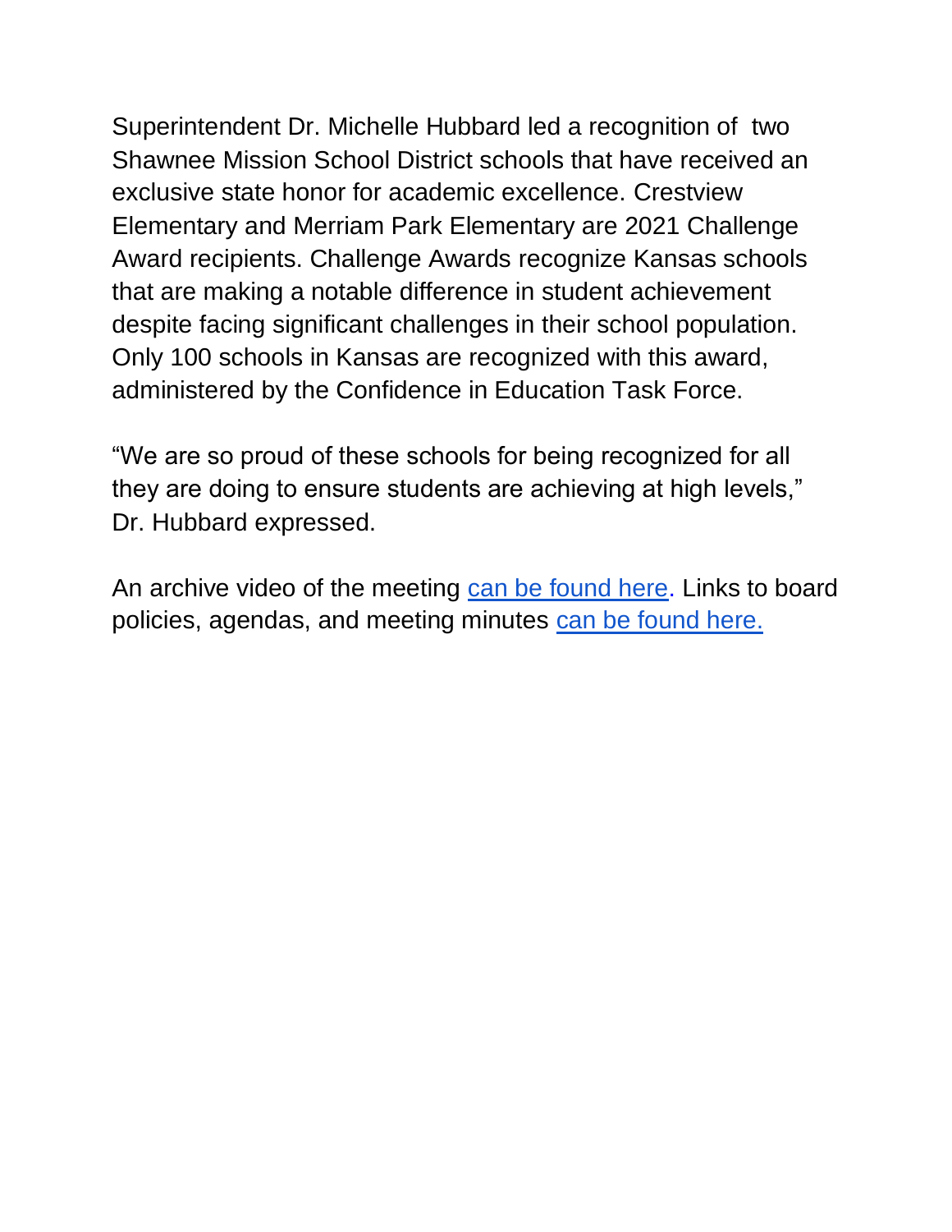Superintendent Dr. Michelle Hubbard led a recognition of two Shawnee Mission School District schools that have received an exclusive state honor for academic excellence. Crestview Elementary and Merriam Park Elementary are 2021 Challenge Award recipients. Challenge Awards recognize Kansas schools that are making a notable difference in student achievement despite facing significant challenges in their school population. Only 100 schools in Kansas are recognized with this award, administered by the Confidence in Education Task Force.

"We are so proud of these schools for being recognized for all they are doing to ensure students are achieving at high levels," Dr. Hubbard expressed.

An archive video of the meeting can be found here. Links to board policies, agendas, and meeting minutes can be found here.